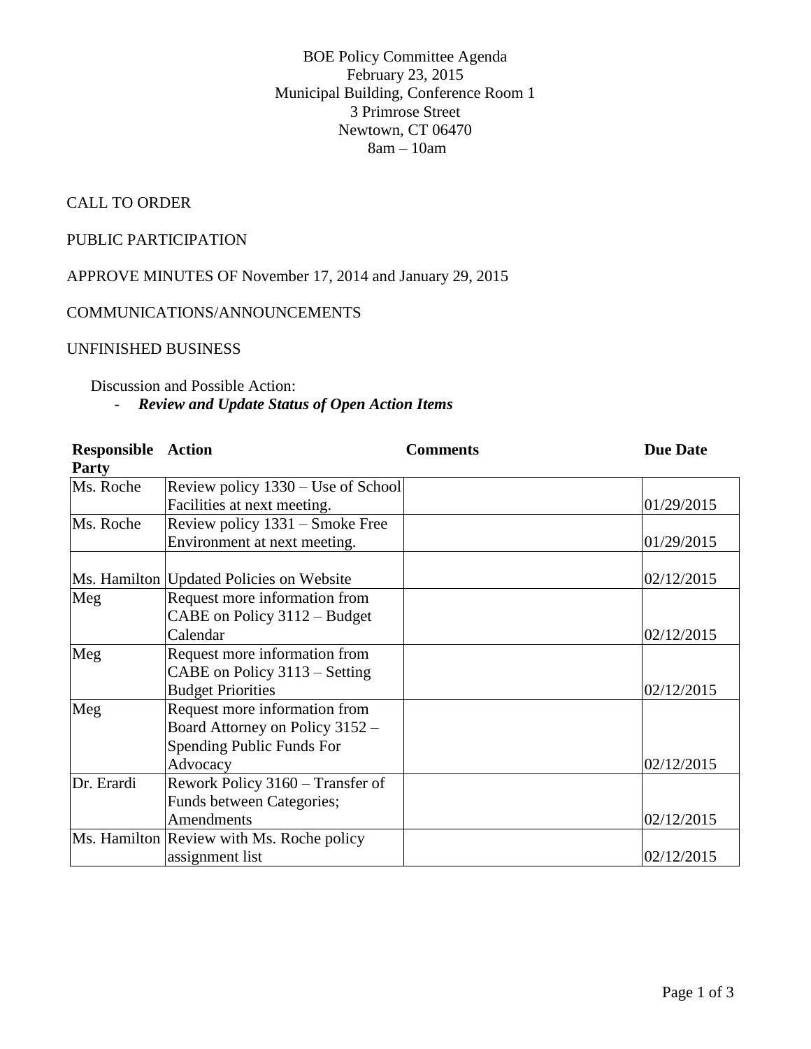BOE Policy Committee Agenda
February 23, 2015
Municipal Building, Conference Room 1
3 Primrose Street
Newtown, CT 06470
8am – 10am

CALL TO ORDER

PUBLIC PARTICIPATION

APPROVE MINUTES OF November 17, 2014 and January 29, 2015

COMMUNICATIONS/ANNOUNCEMENTS

UNFINISHED BUSINESS

Discussion and Possible Action:

- ***Review and Update Status of Open Action Items***

| Responsible Party | Action | Comments | Due Date |
|---|---|---|---|
| Ms. Roche | Review policy 1330 – Use of School Facilities at next meeting. | | 01/29/2015 |
| Ms. Roche | Review policy 1331 – Smoke Free Environment at next meeting. | | 01/29/2015 |
| Ms. Hamilton | Updated Policies on Website | | 02/12/2015 |
| Meg | Request more information from CABE on Policy 3112 – Budget Calendar | | 02/12/2015 |
| Meg | Request more information from CABE on Policy 3113 – Setting Budget Priorities | | 02/12/2015 |
| Meg | Request more information from Board Attorney on Policy 3152 – Spending Public Funds For Advocacy | | 02/12/2015 |
| Dr. Erardi | Rework Policy 3160 – Transfer of Funds between Categories; Amendments | | 02/12/2015 |
| Ms. Hamilton | Review with Ms. Roche policy assignment list | | 02/12/2015 |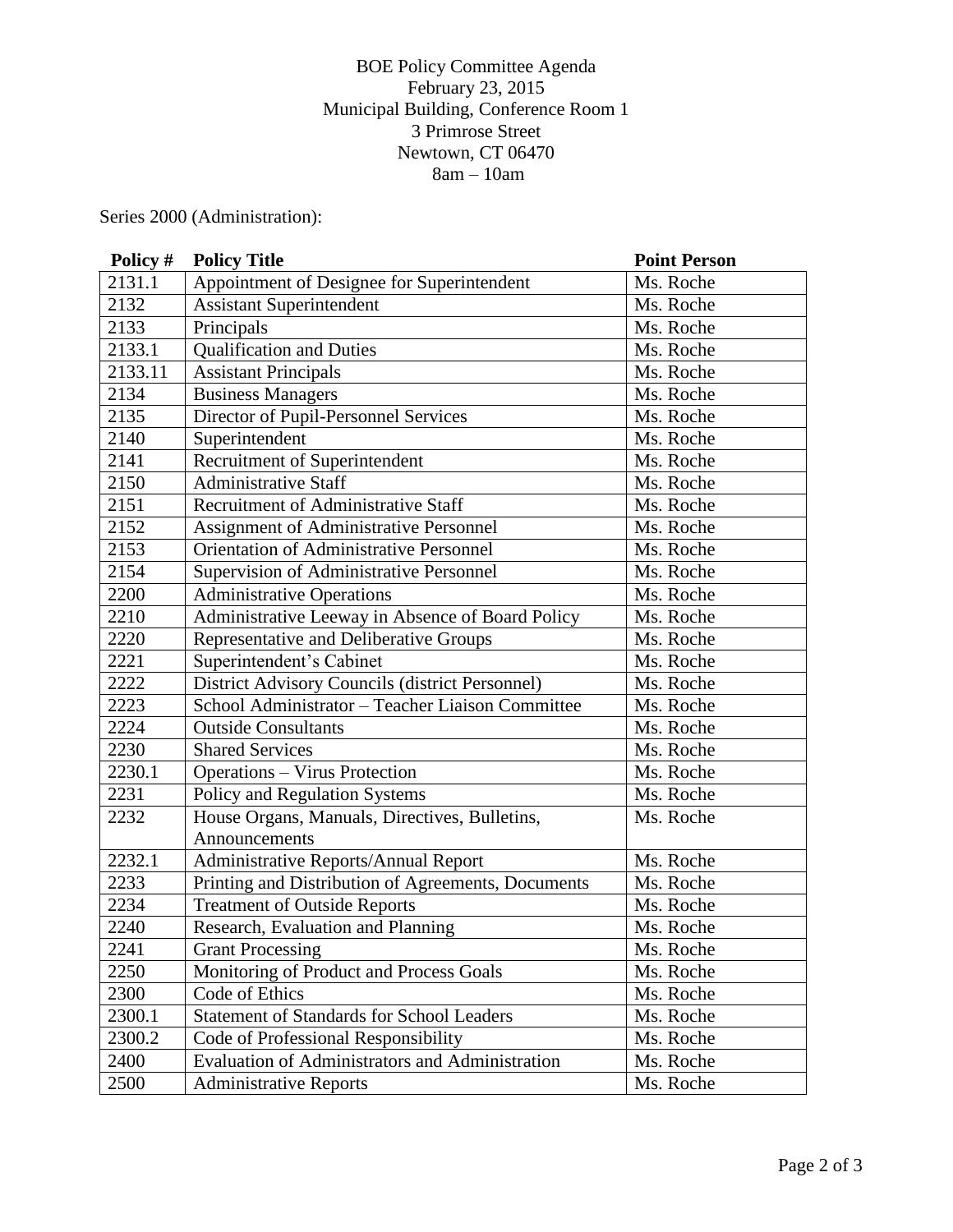BOE Policy Committee Agenda
February 23, 2015
Municipal Building, Conference Room 1
3 Primrose Street
Newtown, CT 06470
8am – 10am

Series 2000 (Administration):

| Policy # | Policy Title | Point Person |
|---|---|---|
| 2131.1 | Appointment of Designee for Superintendent | Ms. Roche |
| 2132 | Assistant Superintendent | Ms. Roche |
| 2133 | Principals | Ms. Roche |
| 2133.1 | Qualification and Duties | Ms. Roche |
| 2133.11 | Assistant Principals | Ms. Roche |
| 2134 | Business Managers | Ms. Roche |
| 2135 | Director of Pupil-Personnel Services | Ms. Roche |
| 2140 | Superintendent | Ms. Roche |
| 2141 | Recruitment of Superintendent | Ms. Roche |
| 2150 | Administrative Staff | Ms. Roche |
| 2151 | Recruitment of Administrative Staff | Ms. Roche |
| 2152 | Assignment of Administrative Personnel | Ms. Roche |
| 2153 | Orientation of Administrative Personnel | Ms. Roche |
| 2154 | Supervision of Administrative Personnel | Ms. Roche |
| 2200 | Administrative Operations | Ms. Roche |
| 2210 | Administrative Leeway in Absence of Board Policy | Ms. Roche |
| 2220 | Representative and Deliberative Groups | Ms. Roche |
| 2221 | Superintendent's Cabinet | Ms. Roche |
| 2222 | District Advisory Councils (district Personnel) | Ms. Roche |
| 2223 | School Administrator – Teacher Liaison Committee | Ms. Roche |
| 2224 | Outside Consultants | Ms. Roche |
| 2230 | Shared Services | Ms. Roche |
| 2230.1 | Operations – Virus Protection | Ms. Roche |
| 2231 | Policy and Regulation Systems | Ms. Roche |
| 2232 | House Organs, Manuals, Directives, Bulletins, Announcements | Ms. Roche |
| 2232.1 | Administrative Reports/Annual Report | Ms. Roche |
| 2233 | Printing and Distribution of Agreements, Documents | Ms. Roche |
| 2234 | Treatment of Outside Reports | Ms. Roche |
| 2240 | Research, Evaluation and Planning | Ms. Roche |
| 2241 | Grant Processing | Ms. Roche |
| 2250 | Monitoring of Product and Process Goals | Ms. Roche |
| 2300 | Code of Ethics | Ms. Roche |
| 2300.1 | Statement of Standards for School Leaders | Ms. Roche |
| 2300.2 | Code of Professional Responsibility | Ms. Roche |
| 2400 | Evaluation of Administrators and Administration | Ms. Roche |
| 2500 | Administrative Reports | Ms. Roche |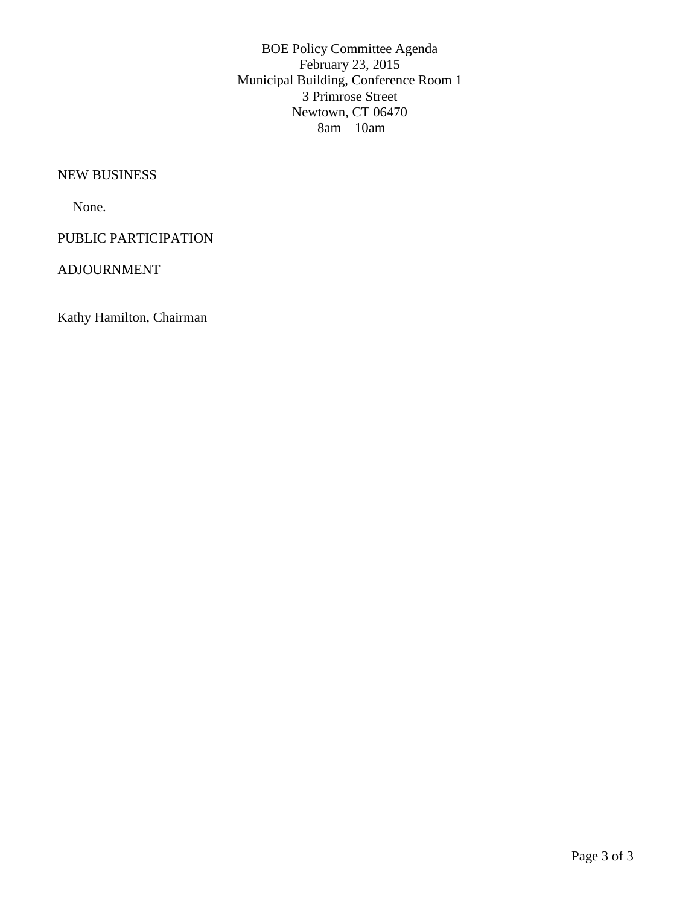BOE Policy Committee Agenda
February 23, 2015
Municipal Building, Conference Room 1
3 Primrose Street
Newtown, CT 06470
8am – 10am

NEW BUSINESS

None.

PUBLIC PARTICIPATION

ADJOURNMENT

Kathy Hamilton, Chairman